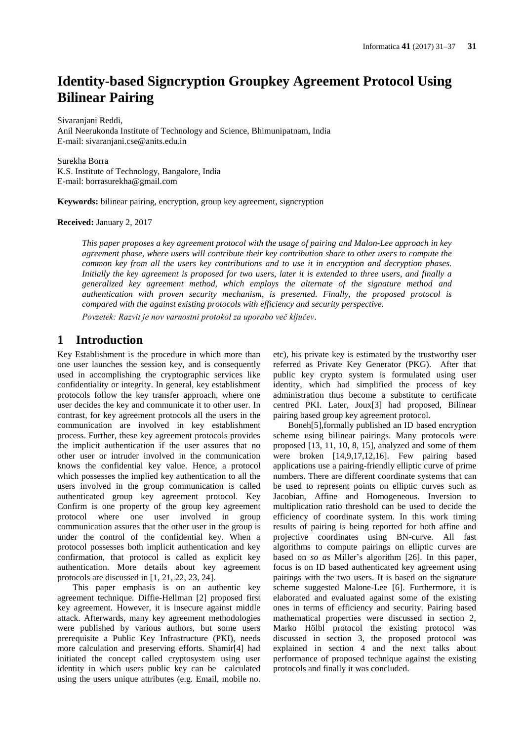# Identity-based Signcryption Groupkey Agreement Protocol Using Bilinear Pairing

Sivaranjani Reddi,
Anil Neerukonda Institute of Technology and Science, Bhimunipatnam, India
E-mail: sivaranjani.cse@anits.edu.in

Surekha Borra
K.S. Institute of Technology, Bangalore, India
E-mail: borrasurekha@gmail.com

**Keywords:** bilinear pairing, encryption, group key agreement, signcryption

**Received:** January 2, 2017

*This paper proposes a key agreement protocol with the usage of pairing and Malon-Lee approach in key agreement phase, where users will contribute their key contribution share to other users to compute the common key from all the users key contributions and to use it in encryption and decryption phases. Initially the key agreement is proposed for two users, later it is extended to three users, and finally a generalized key agreement method, which employs the alternate of the signature method and authentication with proven security mechanism, is presented. Finally, the proposed protocol is compared with the against existing protocols with efficiency and security perspective.*

*Povzetek: Razvit je nov varnostni protokol za uporabo več ključev.*

## 1 Introduction

Key Establishment is the procedure in which more than one user launches the session key, and is consequently used in accomplishing the cryptographic services like confidentiality or integrity. In general, key establishment protocols follow the key transfer approach, where one user decides the key and communicate it to other user. In contrast, for key agreement protocols all the users in the communication are involved in key establishment process. Further, these key agreement protocols provides the implicit authentication if the user assures that no other user or intruder involved in the communication knows the confidential key value. Hence, a protocol which possesses the implied key authentication to all the users involved in the group communication is called authenticated group key agreement protocol. Key Confirm is one property of the group key agreement protocol where one user involved in group communication assures that the other user in the group is under the control of the confidential key. When a protocol possesses both implicit authentication and key confirmation, that protocol is called as explicit key authentication. More details about key agreement protocols are discussed in [1, 21, 22, 23, 24].

This paper emphasis is on an authentic key agreement technique. Diffie-Hellman [2] proposed first key agreement. However, it is insecure against middle attack. Afterwards, many key agreement methodologies were published by various authors, but some users prerequisite a Public Key Infrastructure (PKI), needs more calculation and preserving efforts. Shamir[4] had initiated the concept called cryptosystem using user identity in which users public key can be calculated using the users unique attributes (e.g. Email, mobile no. etc), his private key is estimated by the trustworthy user referred as Private Key Generator (PKG). After that public key crypto system is formulated using user identity, which had simplified the process of key administration thus become a substitute to certificate centred PKI. Later, Joux[3] had proposed, Bilinear pairing based group key agreement protocol.

Boneh[5],formally published an ID based encryption scheme using bilinear pairings. Many protocols were proposed [13, 11, 10, 8, 15], analyzed and some of them were broken [14,9,17,12,16]. Few pairing based applications use a pairing-friendly elliptic curve of prime numbers. There are different coordinate systems that can be used to represent points on elliptic curves such as Jacobian, Affine and Homogeneous. Inversion to multiplication ratio threshold can be used to decide the efficiency of coordinate system. In this work timing results of pairing is being reported for both affine and projective coordinates using BN-curve. All fast algorithms to compute pairings on elliptic curves are based on *so as* Miller's algorithm [26]. In this paper, focus is on ID based authenticated key agreement using pairings with the two users. It is based on the signature scheme suggested Malone-Lee [6]. Furthermore, it is elaborated and evaluated against some of the existing ones in terms of efficiency and security. Pairing based mathematical properties were discussed in section 2, Marko Hölbl protocol the existing protocol was discussed in section 3, the proposed protocol was explained in section 4 and the next talks about performance of proposed technique against the existing protocols and finally it was concluded.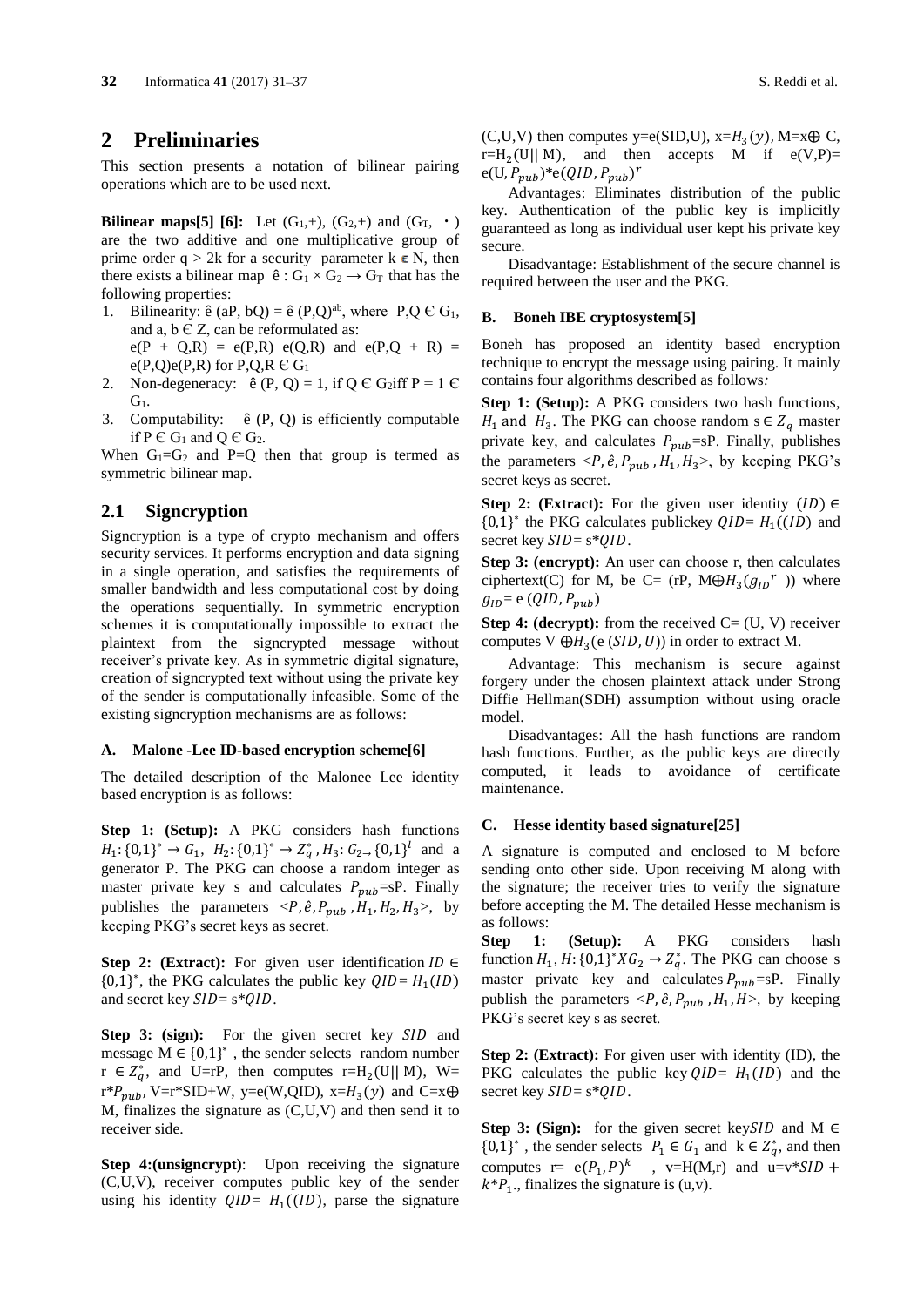## 2 Preliminaries

This section presents a notation of bilinear pairing operations which are to be used next.

**Bilinear maps[5] [6]:** Let $(G_1,+)$, $(G_2,+)$ and $(G_T, \cdot)$ are the two additive and one multiplicative group of prime order $q > 2k$ for a security parameter $k \in N$, then there exists a bilinear map $\hat{e} : G_1 \times G_2 \rightarrow G_T$ that has the following properties:

1. Bilinearity: $\hat{e}(aP, bQ) = \hat{e}(P,Q)^{ab}$, where $P,Q \in G_1$, and $a, b \in Z$, can be reformulated as: $e(P + Q,R) = e(P,R)\ e(Q,R)$ and $e(P,Q + R) = e(P,Q)e(P,R)$ for $P,Q,R \in G_1$
2. Non-degeneracy: $\hat{e}(P, Q) = 1$, if $Q \in G_2$ iff $P = 1 \in G_1$.
3. Computability: $\hat{e}(P, Q)$ is efficiently computable if $P \in G_1$ and $Q \in G_2$.

When $G_1=G_2$ and $P=Q$ then that group is termed as symmetric bilinear map.

### 2.1 Signcryption

Signcryption is a type of crypto mechanism and offers security services. It performs encryption and data signing in a single operation, and satisfies the requirements of smaller bandwidth and less computational cost by doing the operations sequentially. In symmetric encryption schemes it is computationally impossible to extract the plaintext from the signcrypted message without receiver's private key. As in symmetric digital signature, creation of signcrypted text without using the private key of the sender is computationally infeasible. Some of the existing signcryption mechanisms are as follows:

#### A. Malone -Lee ID-based encryption scheme[6]

The detailed description of the Malonee Lee identity based encryption is as follows:

**Step 1: (Setup):** A PKG considers hash functions $H_1: \{0,1\}^* \rightarrow G_1$, $H_2: \{0,1\}^* \rightarrow Z_q^*$, $H_3: G_2 \rightarrow \{0,1\}^l$ and a generator P. The PKG can choose a random integer as master private key s and calculates $P_{pub}$=sP. Finally publishes the parameters $<P, \hat{e}, P_{pub}, H_1, H_2, H_3>$, by keeping PKG's secret keys as secret.

**Step 2: (Extract):** For given user identification $ID \in \{0,1\}^*$, the PKG calculates the public key $QID = H_1(ID)$ and secret key $SID = s*QID$.

**Step 3: (sign):** For the given secret key $SID$ and message $M \in \{0,1\}^*$, the sender selects random number $r \in Z_q^*$, and U=rP, then computes r=$H_2$(U|| M), W= r*$P_{pub}$, V=r*SID+W, y=e(W,QID), x=$H_3(y)$ and C=x⊕ M, finalizes the signature as (C,U,V) and then send it to receiver side.

**Step 4:(unsigncrypt)**: Upon receiving the signature (C,U,V), receiver computes public key of the sender using his identity $QID = H_1((ID)$, parse the signature (C,U,V) then computes y=e(SID,U), x=$H_3(y)$, M=x⊕ C, r=$H_2$(U|| M), and then accepts M if e(V,P)= e(U,$P_{pub}$)*e($QID, P_{pub}$)$^r$

Advantages: Eliminates distribution of the public key. Authentication of the public key is implicitly guaranteed as long as individual user kept his private key secure.

Disadvantage: Establishment of the secure channel is required between the user and the PKG.

#### B. Boneh IBE cryptosystem[5]

Boneh has proposed an identity based encryption technique to encrypt the message using pairing. It mainly contains four algorithms described as follows*:*

**Step 1: (Setup):** A PKG considers two hash functions, $H_1$ and $H_3$. The PKG can choose random $s \in Z_q$ master private key, and calculates $P_{pub}$=sP. Finally, publishes the parameters $<P, \hat{e}, P_{pub}, H_1, H_3>$, by keeping PKG's secret keys as secret.

**Step 2: (Extract):** For the given user identity $(ID) \in \{0,1\}^*$ the PKG calculates publickey $QID = H_1((ID)$ and secret key $SID = s*QID$.

**Step 3: (encrypt):** An user can choose r, then calculates ciphertext(C) for M, be C= (rP, M⊕$H_3(g_{ID}{}^r)$ )) where $g_{ID}$= e ($QID, P_{pub}$)

**Step 4: (decrypt):** from the received C= (U, V) receiver computes V ⊕$H_3$(e ($SID, U$)) in order to extract M.

Advantage: This mechanism is secure against forgery under the chosen plaintext attack under Strong Diffie Hellman(SDH) assumption without using oracle model.

Disadvantages: All the hash functions are random hash functions. Further, as the public keys are directly computed, it leads to avoidance of certificate maintenance.

#### C. Hesse identity based signature[25]

A signature is computed and enclosed to M before sending onto other side. Upon receiving M along with the signature; the receiver tries to verify the signature before accepting the M. The detailed Hesse mechanism is as follows:

**Step 1: (Setup):** A PKG considers hash function $H_1$, $H: \{0,1\}^* X G_2 \rightarrow Z_q^*$. The PKG can choose s master private key and calculates $P_{pub}$=sP. Finally publish the parameters $<P, \hat{e}, P_{pub}, H_1, H>$, by keeping PKG's secret key s as secret.

**Step 2: (Extract):** For given user with identity (ID), the PKG calculates the public key $QID = H_1(ID)$ and the secret key $SID = s*QID$.

**Step 3: (Sign):** for the given secret key$SID$ and $M \in \{0,1\}^*$, the sender selects $P_1 \in G_1$ and $k \in Z_q^*$, and then computes r= $e(P_1, P)^k$ , v=H(M,r) and u=v*$SID + k$*$P_1$., finalizes the signature is (u,v).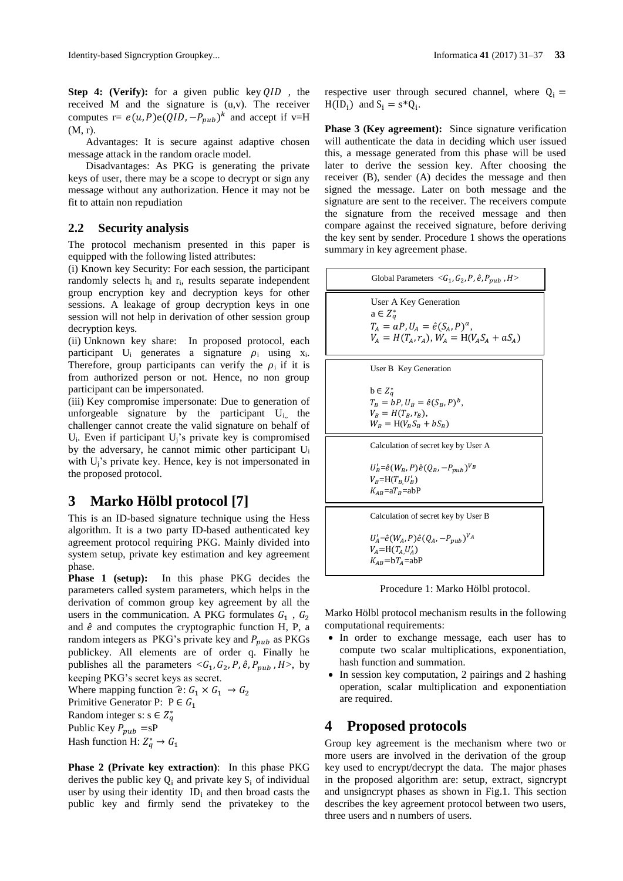**Step 4: (Verify):** for a given public key $QID$ , the received M and the signature is (u,v). The receiver computes r= $e(u,P)e(QID,-P_{pub})^k$ and accept if v=H (M, r).

Advantages: It is secure against adaptive chosen message attack in the random oracle model.

Disadvantages: As PKG is generating the private keys of user, there may be a scope to decrypt or sign any message without any authorization. Hence it may not be fit to attain non repudiation

## 2.2 Security analysis

The protocol mechanism presented in this paper is equipped with the following listed attributes:

(i) Known key Security: For each session, the participant randomly selects $h_i$ and $r_i$, results separate independent group encryption key and decryption keys for other sessions. A leakage of group decryption keys in one session will not help in derivation of other session group decryption keys.

(ii) Unknown key share: In proposed protocol, each participant $U_i$ generates a signature $\rho_i$ using $x_i$. Therefore, group participants can verify the $\rho_i$ if it is from authorized person or not. Hence, no non group participant can be impersonated.

(iii) Key compromise impersonate: Due to generation of unforgeable signature by the participant $U_i$, the challenger cannot create the valid signature on behalf of $U_i$. Even if participant $U_j$'s private key is compromised by the adversary, he cannot mimic other participant $U_i$ with $U_j$'s private key. Hence, key is not impersonated in the proposed protocol.

# 3 Marko Hölbl protocol [7]

This is an ID-based signature technique using the Hess algorithm. It is a two party ID-based authenticated key agreement protocol requiring PKG. Mainly divided into system setup, private key estimation and key agreement phase.

**Phase 1 (setup):** In this phase PKG decides the parameters called system parameters, which helps in the derivation of common group key agreement by all the users in the communication. A PKG formulates $G_1$ , $G_2$ and $\hat{e}$ and computes the cryptographic function H, P, a random integers as PKG's private key and $P_{pub}$ as PKGs publickey. All elements are of order q. Finally he publishes all the parameters $<G_1, G_2, P, \hat{e}, P_{pub}, H>$, by keeping PKG's secret keys as secret.

Where mapping function $\hat{e}: G_1 \times G_1 \rightarrow G_2$
Primitive Generator P: $P \in G_1$
Random integer s: $s \in Z_q^*$
Public Key $P_{pub}$ =sP
Hash function H: $Z_q^* \rightarrow G_1$

**Phase 2 (Private key extraction)**: In this phase PKG derives the public key $Q_i$ and private key $S_i$ of individual user by using their identity $ID_i$ and then broad casts the public key and firmly send the privatekey to the respective user through secured channel, where $Q_i = H(ID_i)$ and $S_i = s*Q_i$.

**Phase 3 (Key agreement):** Since signature verification will authenticate the data in deciding which user issued this, a message generated from this phase will be used later to derive the session key. After choosing the receiver (B), sender (A) decides the message and then signed the message. Later on both message and the signature are sent to the receiver. The receivers compute the signature from the received message and then compare against the received signature, before deriving the key sent by sender. Procedure 1 shows the operations summary in key agreement phase.

Global Parameters $<G_1, G_2, P, \hat{e}, P_{pub}, H>$

User A Key Generation
$a \in Z_q^*$
$T_A = aP, U_A = \hat{e}(S_A, P)^a$,
$V_A = H(T_A, r_A), W_A = H(V_A S_A + aS_A)$

User B Key Generation
$b \in Z_q^*$
$T_B = bP, U_B = \hat{e}(S_B, P)^b$,
$V_B = H(T_B, r_B)$,
$W_B = H(V_B S_B + bS_B)$

Calculation of secret key by User A
$U_B'=\hat{e}(W_B, P)\hat{e}(Q_B, -P_{pub})^{V_B}$
$V_B=H(T_B, U_B')$
$K_{AB}=aT_B=abP$

Calculation of secret key by User B
$U_A'=\hat{e}(W_A, P)\hat{e}(Q_A, -P_{pub})^{V_A}$
$V_A=H(T_A, U_A')$
$K_{AB}=bT_A=abP$

Procedure 1: Marko Hölbl protocol.

Marko Hölbl protocol mechanism results in the following computational requirements:

- In order to exchange message, each user has to compute two scalar multiplications, exponentiation, hash function and summation.
- In session key computation, 2 pairings and 2 hashing operation, scalar multiplication and exponentiation are required.

# 4 Proposed protocols

Group key agreement is the mechanism where two or more users are involved in the derivation of the group key used to encrypt/decrypt the data. The major phases in the proposed algorithm are: setup, extract, signcrypt and unsigncrypt phases as shown in Fig.1. This section describes the key agreement protocol between two users, three users and n numbers of users.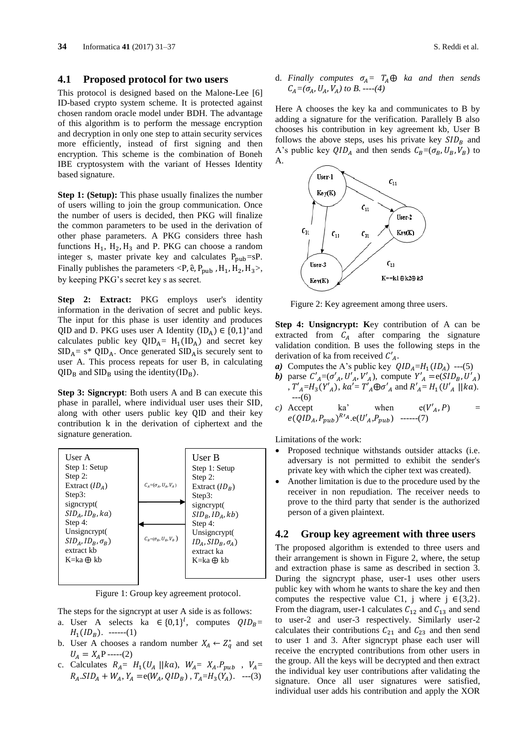## 4.1 Proposed protocol for two users

This protocol is designed based on the Malone-Lee [6] ID-based crypto system scheme. It is protected against chosen random oracle model under BDH. The advantage of this algorithm is to perform the message encryption and decryption in only one step to attain security services more efficiently, instead of first signing and then encryption. This scheme is the combination of Boneh IBE cryptosystem with the variant of Hesses Identity based signature.

**Step 1: (Setup):** This phase usually finalizes the number of users willing to join the group communication. Once the number of users is decided, then PKG will finalize the common parameters to be used in the derivation of other phase parameters. A PKG considers three hash functions $H_1, H_2, H_3$ and P. PKG can choose a random integer s, master private key and calculates $P_{pub}$=sP. Finally publishes the parameters <P, ê, $P_{pub}$ , $H_1, H_2, H_3$>, by keeping PKG's secret key s as secret.

**Step 2: Extract:** PKG employs user's identity information in the derivation of secret and public keys. The input for this phase is user identity and produces QID and D. PKG uses user A Identity ($ID_A$) $\in \{0,1\}^*$and calculates public key $QID_A = H_1(ID_A)$ and secret key $SID_A = s^* QID_A$. Once generated $SID_A$is securely sent to user A. This process repeats for user B, in calculating $QID_B$ and $SID_B$ using the identity($ID_B$).

**Step 3: Signcrypt**: Both users A and B can execute this phase in parallel, where individual user uses their SID, along with other users public key QID and their key contribution k in the derivation of ciphertext and the signature generation.

| User A | | User B |
|---|---|---|
| Step 1: Setup<br>Step 2:<br>Extract ($ID_A$)<br>Step3:<br>signcrypt(<br>$SID_A, ID_B, ka$)<br>Step 4:<br>Unsigncrypt(<br>$SID_A, ID_B, \sigma_B$)<br>extract kb<br>K=ka ⊕ kb | $C_A=(\sigma_A, U_A, V_A)$ →<br><br>← $C_B=(\sigma_B, U_B, V_B)$ | Step 1: Setup<br>Step 2:<br>Extract ($ID_B$)<br>Step3:<br>signcrypt(<br>$SID_B, ID_A, kb$)<br>Step 4:<br>Unsigncrypt(<br>$ID_A, SID_B, \sigma_A$)<br>extract ka<br>K=ka ⊕ kb |

Figure 1: Group key agreement protocol.

The steps for the signcrypt at user A side is as follows:

a. User A selects ka $\in \{0,1\}^l$, computes $QID_B = H_1(ID_B)$. ------(1)

b. User A chooses a random number $X_A \leftarrow Z_q^*$ and set $U_A = X_A$P -----(2)

c. Calculates $R_A = H_1(U_A \| ka)$, $W_A = X_A.P_{pub}$ , $V_A = R_A.SID_A + W_A$, $Y_A =$e($W_A, QID_B$) , $T_A$=$H_3(Y_A)$. ---(3)

d. *Finally computes* $\sigma_A = T_A \oplus ka$ *and then sends* $C_A=(\sigma_A, U_A, V_A)$ *to B.* ----(4)

Here A chooses the key ka and communicates to B by adding a signature for the verification. Parallely B also chooses his contribution in key agreement kb, User B follows the above steps, uses his private key $SID_B$ and A's public key $QID_A$ and then sends $C_B=(\sigma_B, U_B, V_B)$ to A.

Figure 2: Key agreement among three users.

**Step 4: Unsigncrypt: K**ey contribution of A can be extracted from $C_A$ after comparing the signature validation condition. B uses the following steps in the derivation of ka from received $C'_A$.

***a)*** Computes the A's public key $QID_A$=$H_1(ID_A)$ ---(5)

***b)*** parse $C'_A$=($\sigma'_A, U'_A, V'_A$), compute $Y'_A$ =e($SID_B, U'_A$) , $T'_A$=$H_3(Y'_A)$, $ka' = T'_A \oplus \sigma'_A$ and $R'_A = H_1(U'_A \| ka)$. ---(6)

*c)* Accept ka' when $e(V'_A, P) = e(QID_A, P_{pub})^{R'_A}.e(U'_A, P_{pub})$ ------(7)

Limitations of the work:

- Proposed technique withstands outsider attacks (i.e. adversary is not permitted to exhibit the sender's private key with which the cipher text was created).
- Another limitation is due to the procedure used by the receiver in non repudiation. The receiver needs to prove to the third party that sender is the authorized person of a given plaintext.

## 4.2 Group key agreement with three users

The proposed algorithm is extended to three users and their arrangement is shown in Figure 2, where, the setup and extraction phase is same as described in section 3. During the signcrypt phase, user-1 uses other users public key with whom he wants to share the key and then computes the respective value C1, j where j $\in\{3,2\}$. From the diagram, user-1 calculates $C_{12}$ and $C_{13}$ and send to user-2 and user-3 respectively. Similarly user-2 calculates their contributions $C_{21}$ and $C_{23}$ and then send to user 1 and 3. After signcrypt phase each user will receive the encrypted contributions from other users in the group. All the keys will be decrypted and then extract the individual key user contributions after validating the signature. Once all user signatures were satisfied, individual user adds his contribution and apply the XOR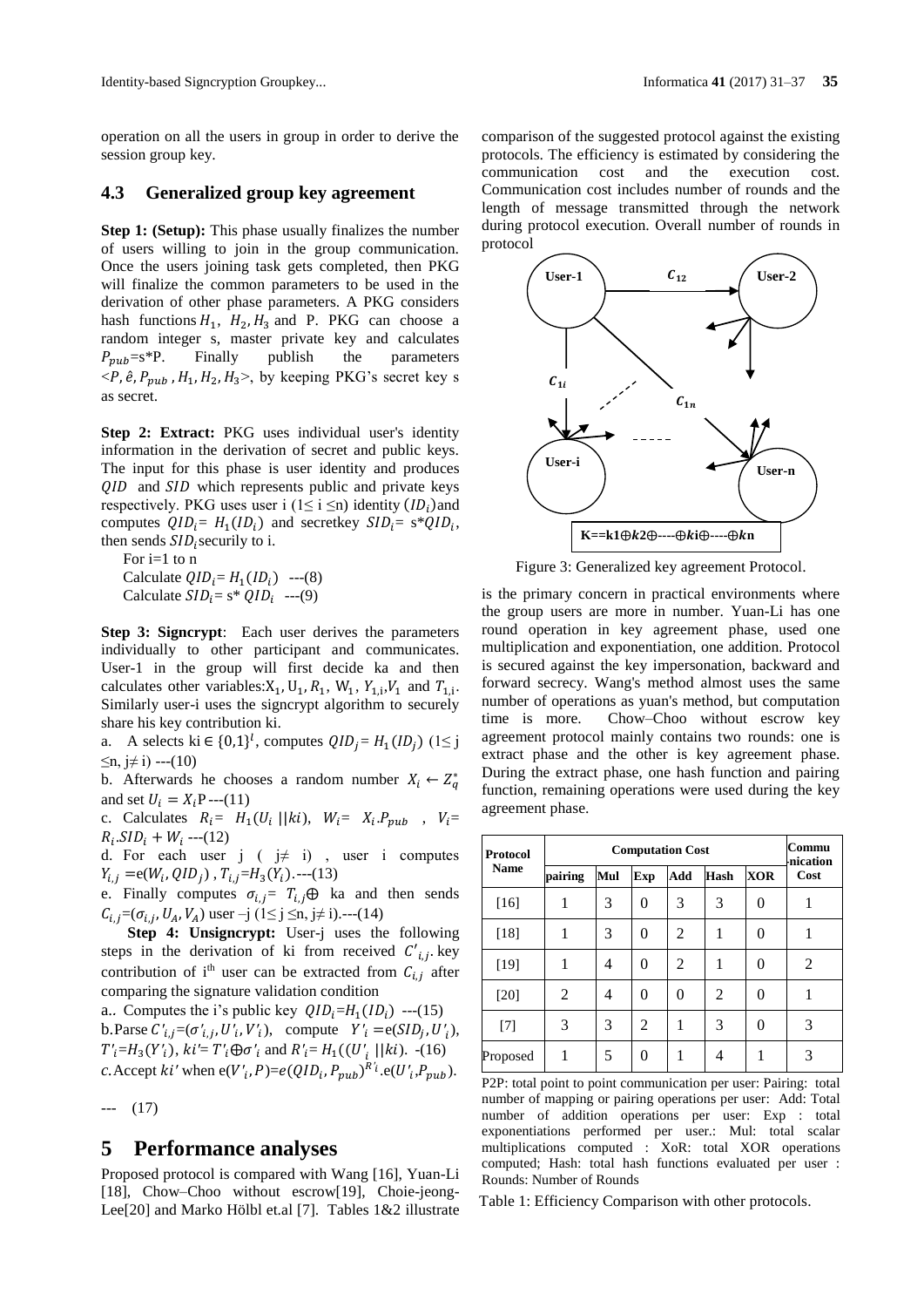operation on all the users in group in order to derive the session group key.

### 4.3 Generalized group key agreement

**Step 1: (Setup):** This phase usually finalizes the number of users willing to join in the group communication. Once the users joining task gets completed, then PKG will finalize the common parameters to be used in the derivation of other phase parameters. A PKG considers hash functions $H_1$, $H_2, H_3$ and P. PKG can choose a random integer s, master private key and calculates $P_{pub}$=s*P. Finally publish the parameters $<P, \hat{e}, P_{pub}, H_1, H_2, H_3>$, by keeping PKG's secret key s as secret.

**Step 2: Extract:** PKG uses individual user's identity information in the derivation of secret and public keys. The input for this phase is user identity and produces $QID$ and $SID$ which represents public and private keys respectively. PKG uses user i ($1\leq$ i $\leq$n) identity $(ID_i)$ and computes $QID_i = H_1(ID_i)$ and secretkey $SID_i$= s*$QID_i$, then sends $SID_i$ securily to i.

For i=1 to n
Calculate $QID_i = H_1(ID_i)$ ---(8)
Calculate $SID_i$= s* $QID_i$ ---(9)

**Step 3: Signcrypt**: Each user derives the parameters individually to other participant and communicates. User-1 in the group will first decide ka and then calculates other variables: $X_1$, $U_1$, $R_1$, $W_1$, $Y_{1,i}$, $V_1$ and $T_{1,i}$. Similarly user-i uses the signcrypt algorithm to securely share his key contribution ki.

a. A selects ki $\in \{0,1\}^l$, computes $QID_j = H_1(ID_j)$ ($1\leq$ j $\leq$n, j$\neq$ i) ---(10)

b. Afterwards he chooses a random number $X_i \leftarrow Z_q^*$ and set $U_i = X_i$P ---(11)

c. Calculates $R_i = H_1(U_i \,||ki)$, $W_i = X_i.P_{pub}$ , $V_i = R_i.SID_i + W_i$ ---(12)

d. For each user j ( j$\neq$ i) , user i computes $Y_{i,j}$ =e$(W_i, QID_j)$ , $T_{i,j}$=$H_3(Y_i)$.---(13)

e. Finally computes $\sigma_{i,j} = T_{i,j}\oplus$ ka and then sends $C_{i,j}$=$(\sigma_{i,j}, U_A, V_A)$ user –j ($1\leq$ j $\leq$n, j$\neq$ i).---(14)

**Step 4: Unsigncrypt:** User-j uses the following steps in the derivation of ki from received $C'_{i,j}$. key contribution of i[th] user can be extracted from $C_{i,j}$ after comparing the signature validation condition

a.. Computes the i's public key $QID_i$=$H_1(ID_i)$ ---(15)

b.Parse $C'_{i,j}$=$(\sigma'_{i,j}, U'_i, V'_i)$, compute $Y'_i$ =e$(SID_j, U'_i)$, $T'_i$=$H_3(Y'_i)$, $ki'$= $T'_i\oplus\sigma'_i$ and $R'_i$= $H_1((U'_i \,||ki)$. -(16)

c.Accept $ki'$ when e$(V'_i, P)$=$e(QID_i, P_{pub})^{R'_i}$.e$(U'_i, P_{pub})$. --- (17)

## 5 Performance analyses

Proposed protocol is compared with Wang [16], Yuan-Li [18], Chow–Choo without escrow[19], Choie-jeong-Lee[20] and Marko Hölbl et.al [7]. Tables 1&2 illustrate comparison of the suggested protocol against the existing protocols. The efficiency is estimated by considering the communication cost and the execution cost. Communication cost includes number of rounds and the length of message transmitted through the network during protocol execution. Overall number of rounds in protocol

Figure 3: Generalized key agreement Protocol.

is the primary concern in practical environments where the group users are more in number. Yuan-Li has one round operation in key agreement phase, used one multiplication and exponentiation, one addition. Protocol is secured against the key impersonation, backward and forward secrecy. Wang's method almost uses the same number of operations as yuan's method, but computation time is more. Chow–Choo without escrow key agreement protocol mainly contains two rounds: one is extract phase and the other is key agreement phase. During the extract phase, one hash function and pairing function, remaining operations were used during the key agreement phase.

| Protocol Name | Computation Cost | | | | | | Communication Cost |
|---|---|---|---|---|---|---|---|
| | pairing | Mul | Exp | Add | Hash | XOR | |
| [16] | 1 | 3 | 0 | 3 | 3 | 0 | 1 |
| [18] | 1 | 3 | 0 | 2 | 1 | 0 | 1 |
| [19] | 1 | 4 | 0 | 2 | 1 | 0 | 2 |
| [20] | 2 | 4 | 0 | 0 | 2 | 0 | 1 |
| [7] | 3 | 3 | 2 | 1 | 3 | 0 | 3 |
| Proposed | 1 | 5 | 0 | 1 | 4 | 1 | 3 |

P2P: total point to point communication per user: Pairing: total number of mapping or pairing operations per user: Add: Total number of addition operations per user: Exp : total exponentiations performed per user.: Mul: total scalar multiplications computed : XoR: total XOR operations computed; Hash: total hash functions evaluated per user : Rounds: Number of Rounds

Table 1: Efficiency Comparison with other protocols.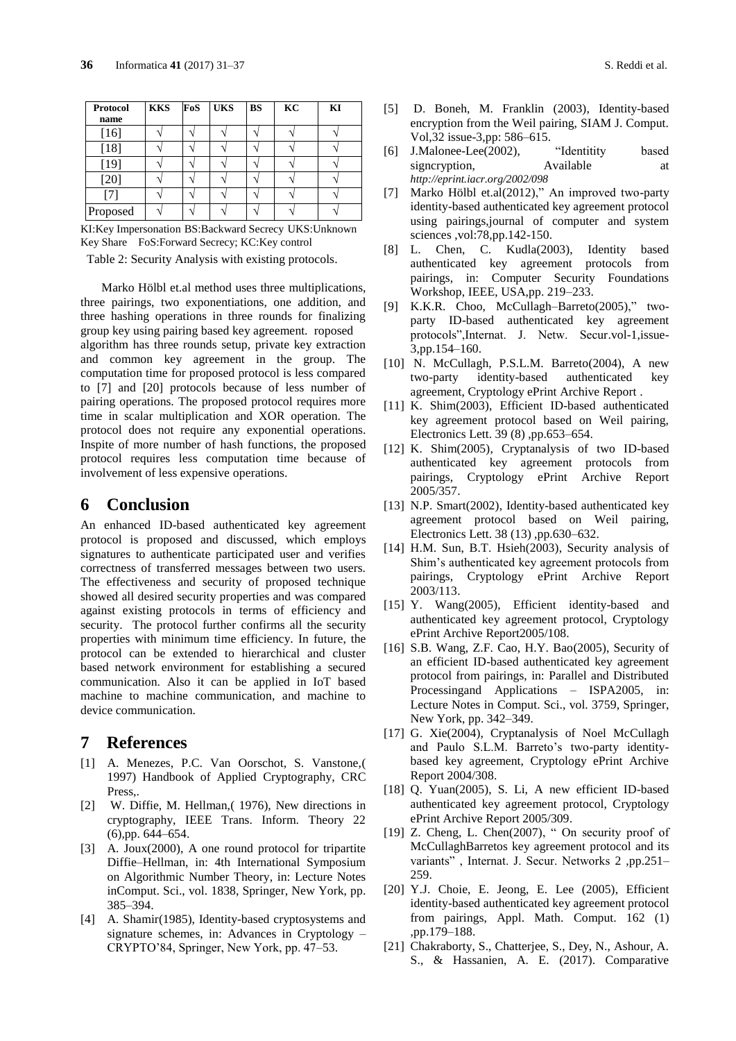| Protocol name | KKS | FoS | UKS | BS | KC | KI |
|---|---|---|---|---|---|---|
| [16] | √ | √ | √ | √ | √ | √ |
| [18] | √ | √ | √ | √ | √ | √ |
| [19] | √ | √ | √ | √ | √ | √ |
| [20] | √ | √ | √ | √ | √ | √ |
| [7] | √ | √ | √ | √ | √ | √ |
| Proposed | √ | √ | √ | √ | √ | √ |

KI:Key Impersonation BS:Backward Secrecy UKS:Unknown Key Share FoS:Forward Secrecy; KC:Key control

Table 2: Security Analysis with existing protocols.

Marko Hölbl et.al method uses three multiplications, three pairings, two exponentiations, one addition, and three hashing operations in three rounds for finalizing group key using pairing based key agreement. roposed algorithm has three rounds setup, private key extraction and common key agreement in the group. The computation time for proposed protocol is less compared to [7] and [20] protocols because of less number of pairing operations. The proposed protocol requires more time in scalar multiplication and XOR operation. The protocol does not require any exponential operations. Inspite of more number of hash functions, the proposed protocol requires less computation time because of involvement of less expensive operations.

## 6 Conclusion

An enhanced ID-based authenticated key agreement protocol is proposed and discussed, which employs signatures to authenticate participated user and verifies correctness of transferred messages between two users. The effectiveness and security of proposed technique showed all desired security properties and was compared against existing protocols in terms of efficiency and security. The protocol further confirms all the security properties with minimum time efficiency. In future, the protocol can be extended to hierarchical and cluster based network environment for establishing a secured communication. Also it can be applied in IoT based machine to machine communication, and machine to device communication.

## 7 References

[1] A. Menezes, P.C. Van Oorschot, S. Vanstone,( 1997) Handbook of Applied Cryptography, CRC Press,.

[2] W. Diffie, M. Hellman,( 1976), New directions in cryptography, IEEE Trans. Inform. Theory 22 (6),pp. 644–654.

[3] A. Joux(2000), A one round protocol for tripartite Diffie–Hellman, in: 4th International Symposium on Algorithmic Number Theory, in: Lecture Notes inComput. Sci., vol. 1838, Springer, New York, pp. 385–394.

[4] A. Shamir(1985), Identity-based cryptosystems and signature schemes, in: Advances in Cryptology – CRYPTO'84, Springer, New York, pp. 47–53.

[5] D. Boneh, M. Franklin (2003), Identity-based encryption from the Weil pairing, SIAM J. Comput. Vol,32 issue-3,pp: 586–615.

[6] J.Malonee-Lee(2002), "Identitity based signcryption, Available at *http://eprint.iacr.org/2002/098*

[7] Marko Hölbl et.al(2012)," An improved two-party identity-based authenticated key agreement protocol using pairings,journal of computer and system sciences ,vol:78,pp.142-150.

[8] L. Chen, C. Kudla(2003), Identity based authenticated key agreement protocols from pairings, in: Computer Security Foundations Workshop, IEEE, USA,pp. 219–233.

[9] K.K.R. Choo, McCullagh–Barreto(2005)," two-party ID-based authenticated key agreement protocols",Internat. J. Netw. Secur.vol-1,issue-3,pp.154–160.

[10] N. McCullagh, P.S.L.M. Barreto(2004), A new two-party identity-based authenticated key agreement, Cryptology ePrint Archive Report .

[11] K. Shim(2003), Efficient ID-based authenticated key agreement protocol based on Weil pairing, Electronics Lett. 39 (8) ,pp.653–654.

[12] K. Shim(2005), Cryptanalysis of two ID-based authenticated key agreement protocols from pairings, Cryptology ePrint Archive Report 2005/357.

[13] N.P. Smart(2002), Identity-based authenticated key agreement protocol based on Weil pairing, Electronics Lett. 38 (13) ,pp.630–632.

[14] H.M. Sun, B.T. Hsieh(2003), Security analysis of Shim's authenticated key agreement protocols from pairings, Cryptology ePrint Archive Report 2003/113.

[15] Y. Wang(2005), Efficient identity-based and authenticated key agreement protocol, Cryptology ePrint Archive Report2005/108.

[16] S.B. Wang, Z.F. Cao, H.Y. Bao(2005), Security of an efficient ID-based authenticated key agreement protocol from pairings, in: Parallel and Distributed Processingand Applications – ISPA2005, in: Lecture Notes in Comput. Sci., vol. 3759, Springer, New York, pp. 342–349.

[17] G. Xie(2004), Cryptanalysis of Noel McCullagh and Paulo S.L.M. Barreto's two-party identity-based key agreement, Cryptology ePrint Archive Report 2004/308.

[18] Q. Yuan(2005), S. Li, A new efficient ID-based authenticated key agreement protocol, Cryptology ePrint Archive Report 2005/309.

[19] Z. Cheng, L. Chen(2007), " On security proof of McCullaghBarretos key agreement protocol and its variants" , Internat. J. Secur. Networks 2 ,pp.251–259.

[20] Y.J. Choie, E. Jeong, E. Lee (2005), Efficient identity-based authenticated key agreement protocol from pairings, Appl. Math. Comput. 162 (1) ,pp.179–188.

[21] Chakraborty, S., Chatterjee, S., Dey, N., Ashour, A. S., & Hassanien, A. E. (2017). Comparative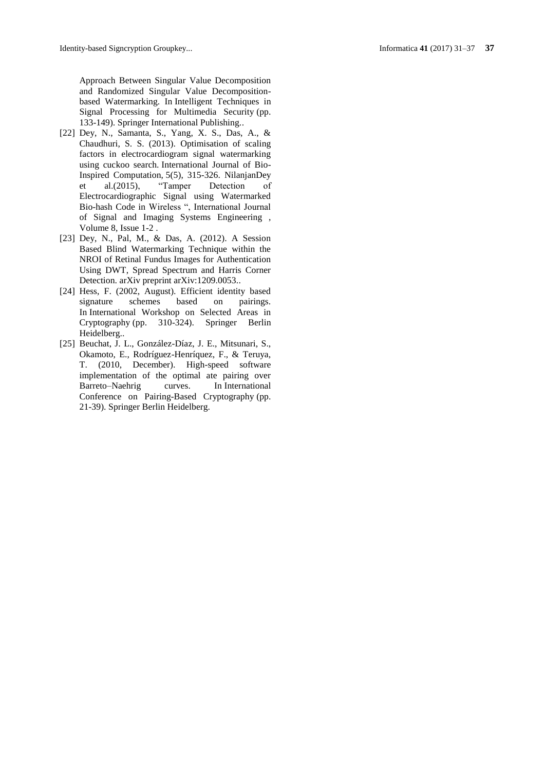Approach Between Singular Value Decomposition and Randomized Singular Value Decomposition-based Watermarking. In Intelligent Techniques in Signal Processing for Multimedia Security (pp. 133-149). Springer International Publishing..

[22] Dey, N., Samanta, S., Yang, X. S., Das, A., & Chaudhuri, S. S. (2013). Optimisation of scaling factors in electrocardiogram signal watermarking using cuckoo search. International Journal of Bio-Inspired Computation, 5(5), 315-326. NilanjanDey et al.(2015), "Tamper Detection of Electrocardiographic Signal using Watermarked Bio-hash Code in Wireless ", International Journal of Signal and Imaging Systems Engineering , Volume 8, Issue 1-2 .

[23] Dey, N., Pal, M., & Das, A. (2012). A Session Based Blind Watermarking Technique within the NROI of Retinal Fundus Images for Authentication Using DWT, Spread Spectrum and Harris Corner Detection. arXiv preprint arXiv:1209.0053..

[24] Hess, F. (2002, August). Efficient identity based signature schemes based on pairings. In International Workshop on Selected Areas in Cryptography (pp. 310-324). Springer Berlin Heidelberg..

[25] Beuchat, J. L., González-Díaz, J. E., Mitsunari, S., Okamoto, E., Rodríguez-Henríquez, F., & Teruya, T. (2010, December). High-speed software implementation of the optimal ate pairing over Barreto–Naehrig curves. In International Conference on Pairing-Based Cryptography (pp. 21-39). Springer Berlin Heidelberg.